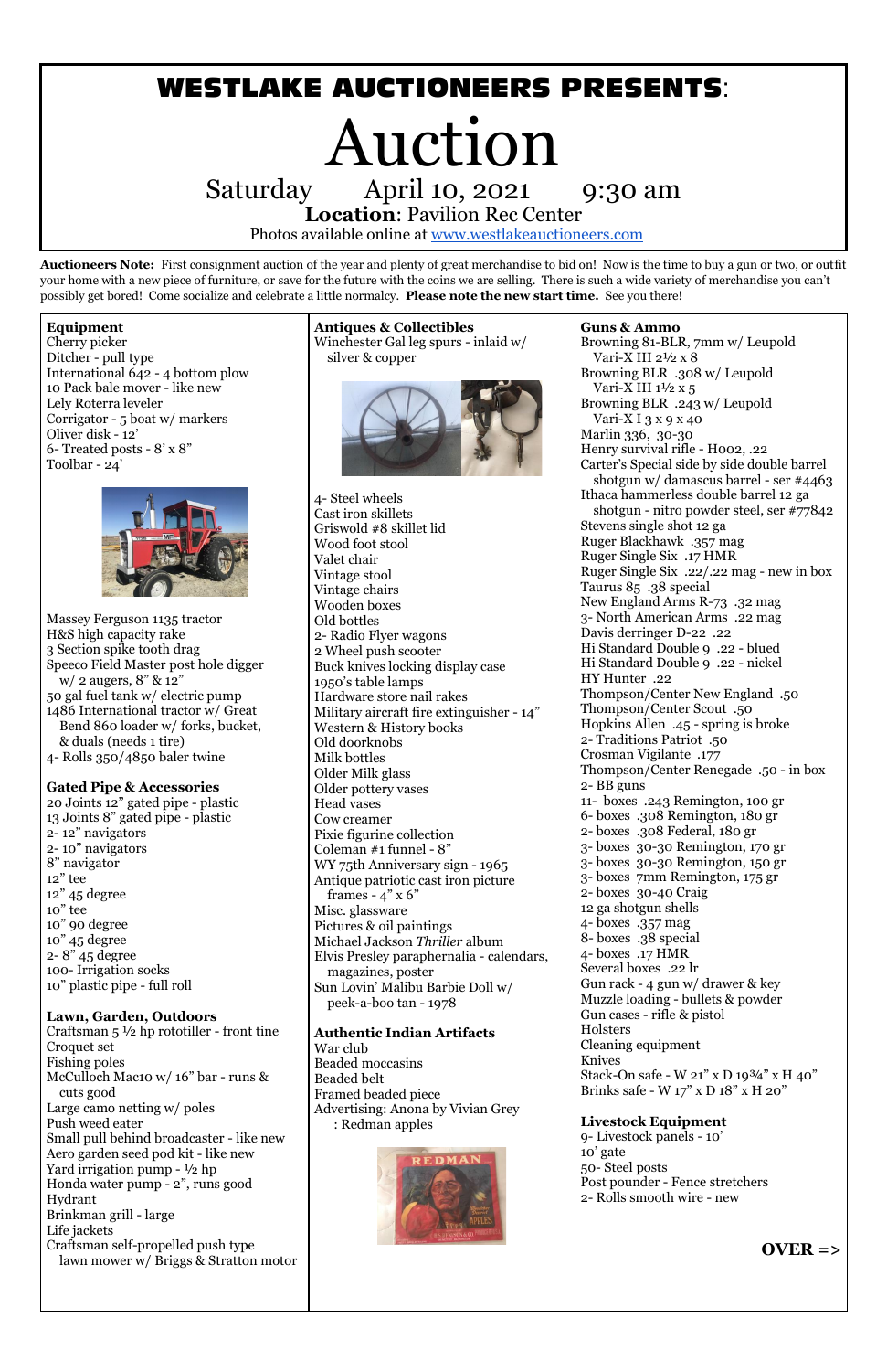# WESTLAKE AUCTIONEERS PRESENTS:

# Auction

## Saturday April 10, 2021 9:30 am

**Location**: Pavilion Rec Center

Photos available online at www.westlakeauctioneers.com

**Auctioneers Note:** First consignment auction of the year and plenty of great merchandise to bid on! Now is the time to buy a gun or two, or outfit your home with a new piece of furniture, or save for the future with the coins we are selling. There is such a wide variety of merchandise you can't possibly get bored! Come socialize and celebrate a little normalcy. **Please note the new start time.** See you there!

### Equipment

Cherry picker
Ditcher - pull type
International 642 - 4 bottom plow
10 Pack bale mover - like new
Lely Roterra leveler
Corrigator - 5 boat w/ markers
Oliver disk - 12'
6- Treated posts - 8' x 8"
Toolbar - 24'
Massey Ferguson 1135 tractor
H&S high capacity rake
3 Section spike tooth drag
Speeco Field Master post hole digger w/ 2 augers, 8" & 12"
50 gal fuel tank w/ electric pump
1486 International tractor w/ Great Bend 860 loader w/ forks, bucket, & duals (needs 1 tire)
4- Rolls 350/4850 baler twine

### Gated Pipe & Accessories

20 Joints 12" gated pipe - plastic
13 Joints 8" gated pipe - plastic
2- 12" navigators
2- 10" navigators
8" navigator
12" tee
12" 45 degree
10" tee
10" 90 degree
10" 45 degree
2- 8" 45 degree
100- Irrigation socks
10" plastic pipe - full roll

### Lawn, Garden, Outdoors

Craftsman 5 ½ hp rototiller - front tine
Croquet set
Fishing poles
McCulloch Mac10 w/ 16" bar - runs & cuts good
Large camo netting w/ poles
Push weed eater
Small pull behind broadcaster - like new
Aero garden seed pod kit - like new
Yard irrigation pump - ½ hp
Honda water pump - 2", runs good
Hydrant
Brinkman grill - large
Life jackets
Craftsman self-propelled push type lawn mower w/ Briggs & Stratton motor

### Antiques & Collectibles

Winchester Gal leg spurs - inlaid w/ silver & copper
4- Steel wheels
Cast iron skillets
Griswold #8 skillet lid
Wood foot stool
Valet chair
Vintage stool
Vintage chairs
Wooden boxes
Old bottles
2- Radio Flyer wagons
2 Wheel push scooter
Buck knives locking display case
1950's table lamps
Hardware store nail rakes
Military aircraft fire extinguisher - 14"
Western & History books
Old doorknobs
Milk bottles
Older Milk glass
Older pottery vases
Head vases
Cow creamer
Pixie figurine collection
Coleman #1 funnel - 8"
WY 75th Anniversary sign - 1965
Antique patriotic cast iron picture frames - 4" x 6"
Misc. glassware
Pictures & oil paintings
Michael Jackson *Thriller* album
Elvis Presley paraphernalia - calendars, magazines, poster
Sun Lovin' Malibu Barbie Doll w/ peek-a-boo tan - 1978

### Authentic Indian Artifacts

War club
Beaded moccasins
Beaded belt
Framed beaded piece
Advertising: Anona by Vivian Grey : Redman apples

### Guns & Ammo

Browning 81-BLR, 7mm w/ Leupold Vari-X III 2½ x 8
Browning BLR .308 w/ Leupold Vari-X III 1½ x 5
Browning BLR .243 w/ Leupold Vari-X I 3 x 9 x 40
Marlin 336, 30-30
Henry survival rifle - H002, .22
Carter's Special side by side double barrel shotgun w/ damascus barrel - ser #4463
Ithaca hammerless double barrel 12 ga shotgun - nitro powder steel, ser #77842
Stevens single shot 12 ga
Ruger Blackhawk .357 mag
Ruger Single Six .17 HMR
Ruger Single Six .22/.22 mag - new in box
Taurus 85 .38 special
New England Arms R-73 .32 mag
3- North American Arms .22 mag
Davis derringer D-22 .22
Hi Standard Double 9 .22 - blued
Hi Standard Double 9 .22 - nickel
HY Hunter .22
Thompson/Center New England .50
Thompson/Center Scout .50
Hopkins Allen .45 - spring is broke
2- Traditions Patriot .50
Crosman Vigilante .177
Thompson/Center Renegade .50 - in box
2- BB guns
11- boxes .243 Remington, 100 gr
6- boxes .308 Remington, 180 gr
2- boxes .308 Federal, 180 gr
3- boxes 30-30 Remington, 170 gr
3- boxes 30-30 Remington, 150 gr
3- boxes 7mm Remington, 175 gr
2- boxes 30-40 Craig
12 ga shotgun shells
4- boxes .357 mag
8- boxes .38 special
4- boxes .17 HMR
Several boxes .22 lr
Gun rack - 4 gun w/ drawer & key
Muzzle loading - bullets & powder
Gun cases - rifle & pistol
Holsters
Cleaning equipment
Knives
Stack-On safe - W 21" x D 19¾" x H 40"
Brinks safe - W 17" x D 18" x H 20"

### Livestock Equipment

9- Livestock panels - 10'
10' gate
50- Steel posts
Post pounder - Fence stretchers
2- Rolls smooth wire - new

**OVER =>**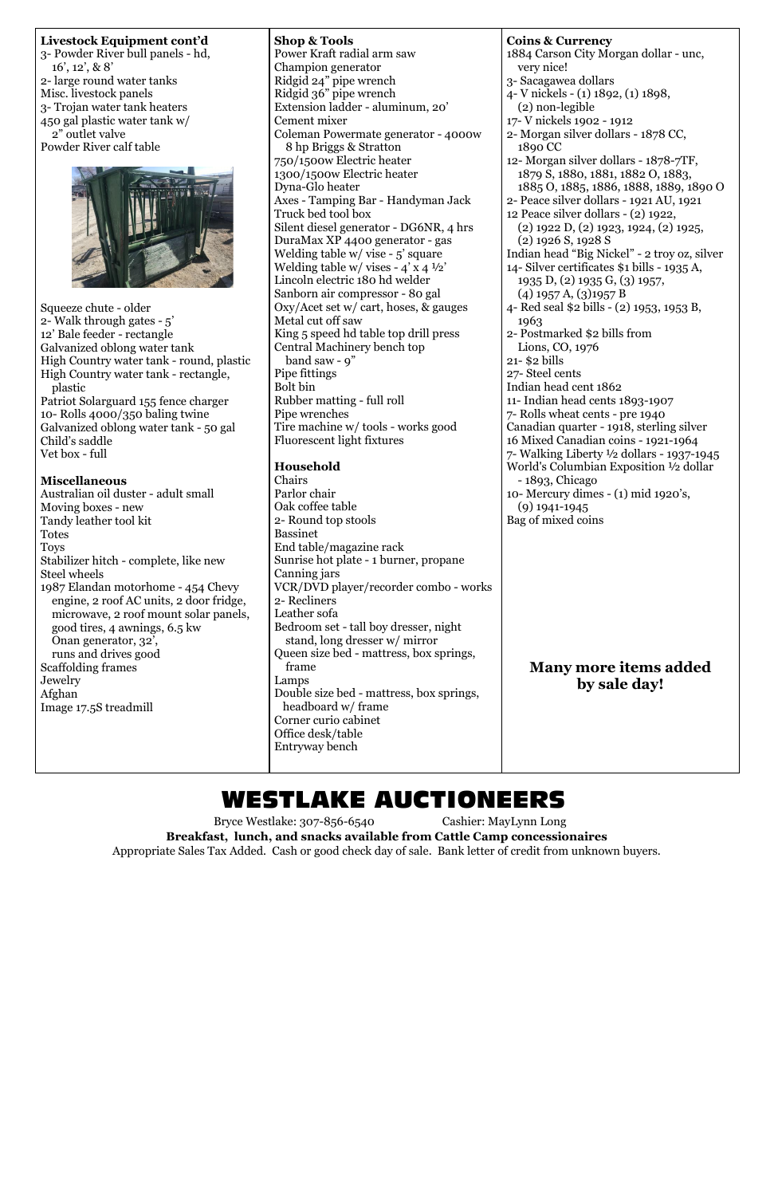**Livestock Equipment cont'd**

3- Powder River bull panels - hd, 16', 12', & 8'
2- large round water tanks
Misc. livestock panels
3- Trojan water tank heaters
450 gal plastic water tank w/ 2" outlet valve
Powder River calf table

Squeeze chute - older
2- Walk through gates - 5'
12' Bale feeder - rectangle
Galvanized oblong water tank
High Country water tank - round, plastic
High Country water tank - rectangle, plastic
Patriot Solarguard 155 fence charger
10- Rolls 4000/350 baling twine
Galvanized oblong water tank - 50 gal
Child's saddle
Vet box - full

**Miscellaneous**

Australian oil duster - adult small
Moving boxes - new
Tandy leather tool kit
Totes
Toys
Stabilizer hitch - complete, like new
Steel wheels
1987 Elandan motorhome - 454 Chevy engine, 2 roof AC units, 2 door fridge, microwave, 2 roof mount solar panels, good tires, 4 awnings, 6.5 kw Onan generator, 32', runs and drives good
Scaffolding frames
Jewelry
Afghan
Image 17.5S treadmill

**Shop & Tools**

Power Kraft radial arm saw
Champion generator
Ridgid 24" pipe wrench
Ridgid 36" pipe wrench
Extension ladder - aluminum, 20'
Cement mixer
Coleman Powermate generator - 4000w 8 hp Briggs & Stratton
750/1500w Electric heater
1300/1500w Electric heater
Dyna-Glo heater
Axes - Tamping Bar - Handyman Jack
Truck bed tool box
Silent diesel generator - DG6NR, 4 hrs
DuraMax XP 4400 generator - gas
Welding table w/ vise - 5' square
Welding table w/ vises - 4' x 4 ½'
Lincoln electric 180 hd welder
Sanborn air compressor - 80 gal
Oxy/Acet set w/ cart, hoses, & gauges
Metal cut off saw
King 5 speed hd table top drill press
Central Machinery bench top band saw - 9"
Pipe fittings
Bolt bin
Rubber matting - full roll
Pipe wrenches
Tire machine w/ tools - works good
Fluorescent light fixtures

**Household**

Chairs
Parlor chair
Oak coffee table
2- Round top stools
Bassinet
End table/magazine rack
Sunrise hot plate - 1 burner, propane
Canning jars
VCR/DVD player/recorder combo - works
2- Recliners
Leather sofa
Bedroom set - tall boy dresser, night stand, long dresser w/ mirror
Queen size bed - mattress, box springs, frame
Lamps
Double size bed - mattress, box springs, headboard w/ frame
Corner curio cabinet
Office desk/table
Entryway bench

**Coins & Currency**

1884 Carson City Morgan dollar - unc, very nice!
3- Sacagawea dollars
4- V nickels - (1) 1892, (1) 1898, (2) non-legible
17- V nickels 1902 - 1912
2- Morgan silver dollars - 1878 CC, 1890 CC
12- Morgan silver dollars - 1878-7TF, 1879 S, 1880, 1881, 1882 O, 1883, 1885 O, 1885, 1886, 1888, 1889, 1890 O
2- Peace silver dollars - 1921 AU, 1921
12 Peace silver dollars - (2) 1922, (2) 1922 D, (2) 1923, 1924, (2) 1925, (2) 1926 S, 1928 S
Indian head "Big Nickel" - 2 troy oz, silver
14- Silver certificates $1 bills - 1935 A, 1935 D, (2) 1935 G, (3) 1957, (4) 1957 A, (3)1957 B
4- Red seal $2 bills - (2) 1953, 1953 B, 1963
2- Postmarked $2 bills from Lions, CO, 1976
21- $2 bills
27- Steel cents
Indian head cent 1862
11- Indian head cents 1893-1907
7- Rolls wheat cents - pre 1940
Canadian quarter - 1918, sterling silver
16 Mixed Canadian coins - 1921-1964
7- Walking Liberty ½ dollars - 1937-1945
World's Columbian Exposition ½ dollar - 1893, Chicago
10- Mercury dimes - (1) mid 1920's, (9) 1941-1945
Bag of mixed coins

**Many more items added by sale day!**

# WESTLAKE AUCTIONEERS

Bryce Westlake: 307-856-6540 Cashier: MayLynn Long

**Breakfast, lunch, and snacks available from Cattle Camp concessionaires**

Appropriate Sales Tax Added. Cash or good check day of sale. Bank letter of credit from unknown buyers.